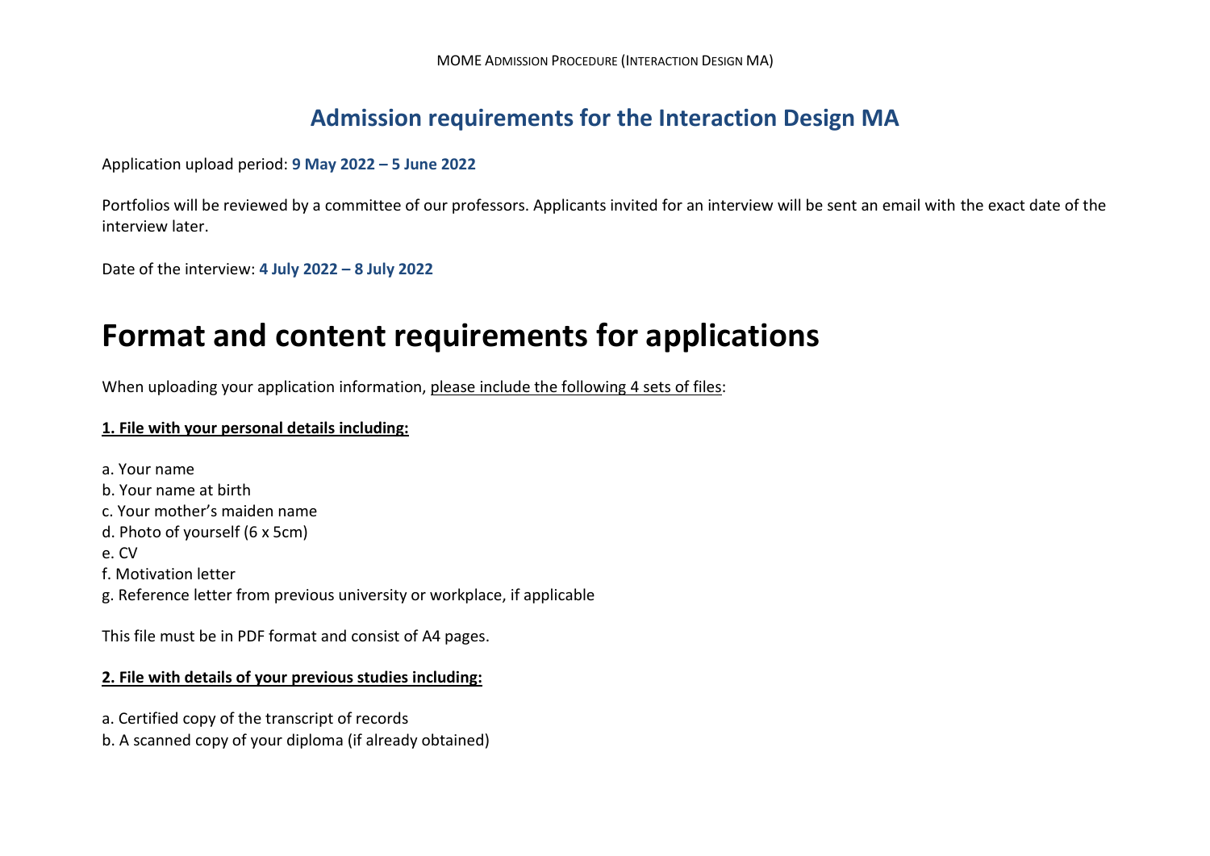## Admission requirements for the Interaction Design MA

Application upload period: **9 May 2022 – 5 June 2022**

Portfolios will be reviewed by a committee of our professors. Applicants invited for an interview will be sent an email with the exact date of the interview later.

Date of the interview: **4 July 2022 – 8 July 2022**

# Format and content requirements for applications

When uploading your application information, please include the following 4 sets of files:

**1. File with your personal details including:**

a. Your name
b. Your name at birth
c. Your mother's maiden name
d. Photo of yourself (6 x 5cm)
e. CV
f. Motivation letter
g. Reference letter from previous university or workplace, if applicable

This file must be in PDF format and consist of A4 pages.

**2. File with details of your previous studies including:**

a. Certified copy of the transcript of records
b. A scanned copy of your diploma (if already obtained)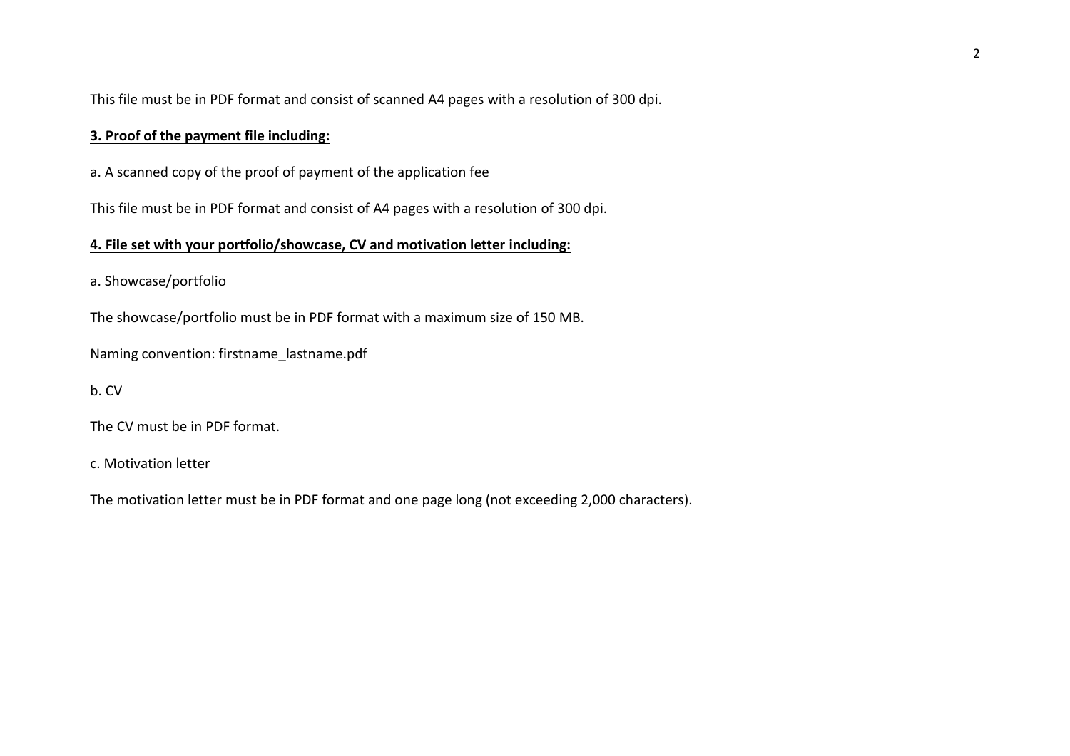This file must be in PDF format and consist of scanned A4 pages with a resolution of 300 dpi.

**3. Proof of the payment file including:**

a. A scanned copy of the proof of payment of the application fee

This file must be in PDF format and consist of A4 pages with a resolution of 300 dpi.

**4. File set with your portfolio/showcase, CV and motivation letter including:**

a. Showcase/portfolio

The showcase/portfolio must be in PDF format with a maximum size of 150 MB.

Naming convention: firstname_lastname.pdf

b. CV

The CV must be in PDF format.

c. Motivation letter

The motivation letter must be in PDF format and one page long (not exceeding 2,000 characters).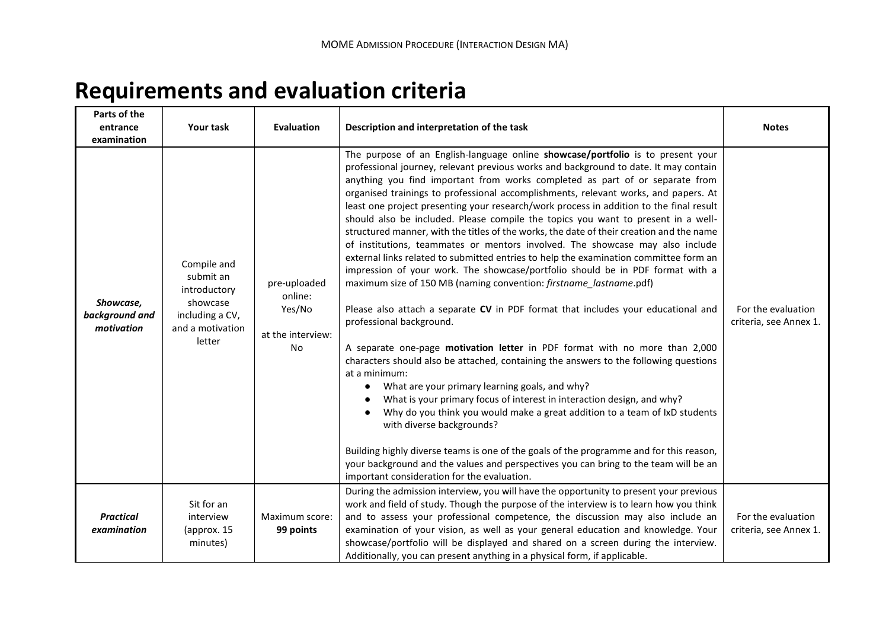# Requirements and evaluation criteria

| Parts of the entrance examination | Your task | Evaluation | Description and interpretation of the task | Notes |
|---|---|---|---|---|
| ***Showcase, background and motivation*** | Compile and submit an introductory showcase including a CV, and a motivation letter | pre-uploaded online: Yes/No<br><br>at the interview: No | The purpose of an English-language online **showcase/portfolio** is to present your professional journey, relevant previous works and background to date. It may contain anything you find important from works completed as part of or separate from organised trainings to professional accomplishments, relevant works, and papers. At least one project presenting your research/work process in addition to the final result should also be included. Please compile the topics you want to present in a well-structured manner, with the titles of the works, the date of their creation and the name of institutions, teammates or mentors involved. The showcase may also include external links related to submitted entries to help the examination committee form an impression of your work. The showcase/portfolio should be in PDF format with a maximum size of 150 MB (naming convention: *firstname_lastname*.pdf)<br><br>Please also attach a separate **CV** in PDF format that includes your educational and professional background.<br><br>A separate one-page **motivation letter** in PDF format with no more than 2,000 characters should also be attached, containing the answers to the following questions at a minimum:<br>● What are your primary learning goals, and why?<br>● What is your primary focus of interest in interaction design, and why?<br>● Why do you think you would make a great addition to a team of IxD students with diverse backgrounds?<br><br>Building highly diverse teams is one of the goals of the programme and for this reason, your background and the values and perspectives you can bring to the team will be an important consideration for the evaluation. | For the evaluation criteria, see Annex 1. |
| ***Practical examination*** | Sit for an interview (approx. 15 minutes) | Maximum score: **99 points** | During the admission interview, you will have the opportunity to present your previous work and field of study. Though the purpose of the interview is to learn how you think and to assess your professional competence, the discussion may also include an examination of your vision, as well as your general education and knowledge. Your showcase/portfolio will be displayed and shared on a screen during the interview. Additionally, you can present anything in a physical form, if applicable. | For the evaluation criteria, see Annex 1. |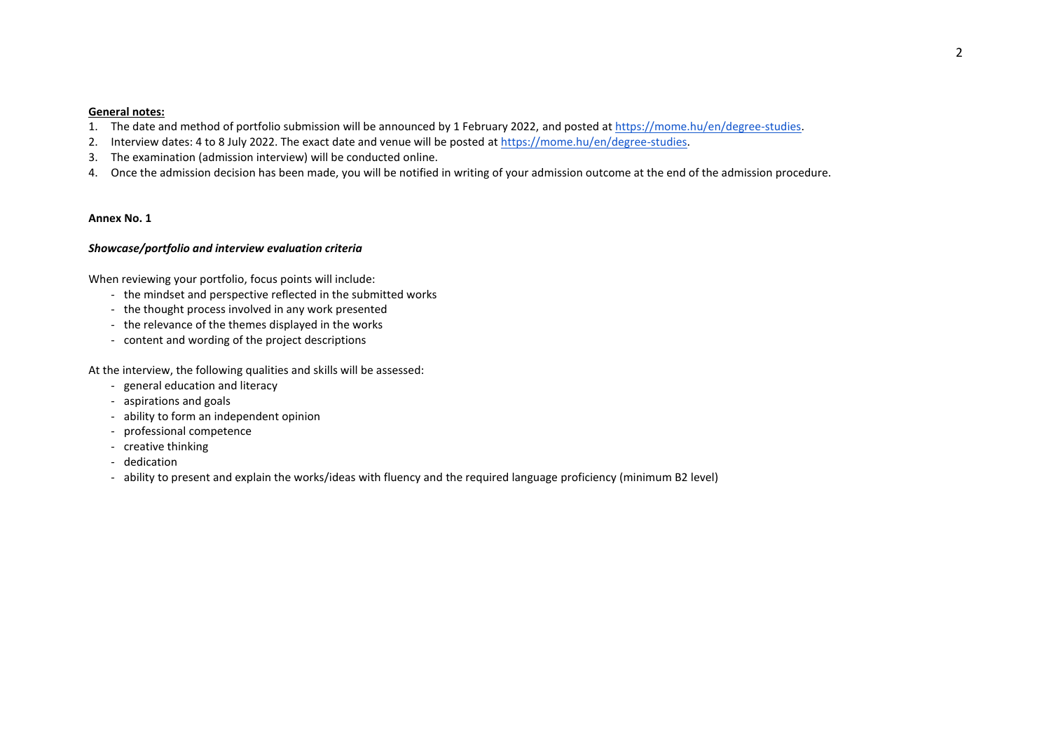**General notes:**

1. The date and method of portfolio submission will be announced by 1 February 2022, and posted at https://mome.hu/en/degree-studies.
2. Interview dates: 4 to 8 July 2022. The exact date and venue will be posted at https://mome.hu/en/degree-studies.
3. The examination (admission interview) will be conducted online.
4. Once the admission decision has been made, you will be notified in writing of your admission outcome at the end of the admission procedure.

**Annex No. 1**

***Showcase/portfolio and interview evaluation criteria***

When reviewing your portfolio, focus points will include:

- the mindset and perspective reflected in the submitted works
- the thought process involved in any work presented
- the relevance of the themes displayed in the works
- content and wording of the project descriptions

At the interview, the following qualities and skills will be assessed:

- general education and literacy
- aspirations and goals
- ability to form an independent opinion
- professional competence
- creative thinking
- dedication
- ability to present and explain the works/ideas with fluency and the required language proficiency (minimum B2 level)